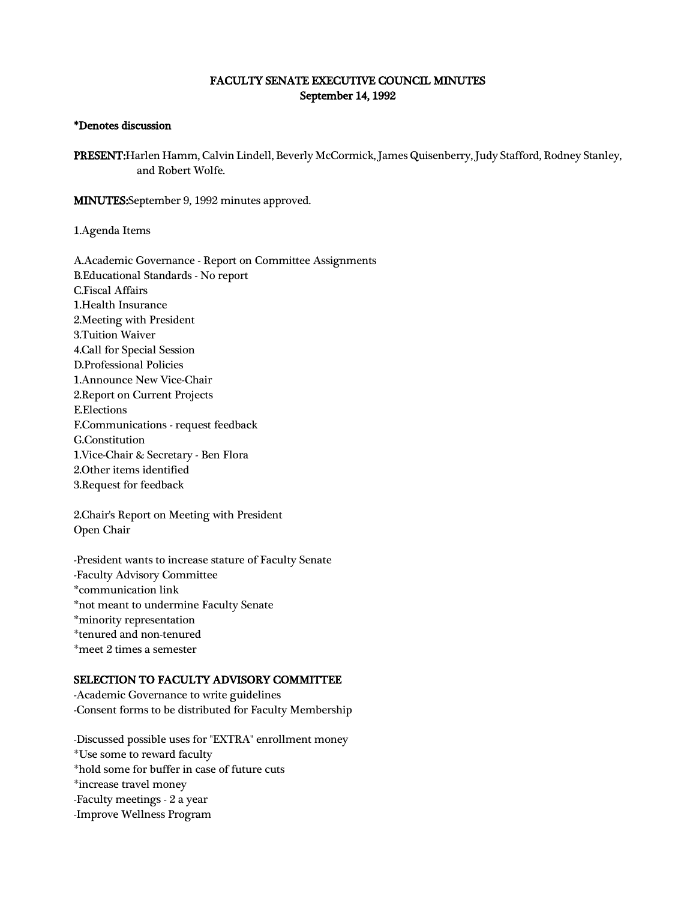# FACULTY SENATE EXECUTIVE COUNCIL MINUTES

**September 14, 1992**

**\*Denotes discussion**

**PRESENT:** Harlen Hamm, Calvin Lindell, Beverly McCormick, James Quisenberry, Judy Stafford, Rodney Stanley, and Robert Wolfe.

**MINUTES:** September 9, 1992 minutes approved.

1.Agenda Items

A.Academic Governance - Report on Committee Assignments
B.Educational Standards - No report
C.Fiscal Affairs
1.Health Insurance
2.Meeting with President
3.Tuition Waiver
4.Call for Special Session
D.Professional Policies
1.Announce New Vice-Chair
2.Report on Current Projects
E.Elections
F.Communications - request feedback
G.Constitution
1.Vice-Chair & Secretary - Ben Flora
2.Other items identified
3.Request for feedback

2.Chair's Report on Meeting with President
Open Chair

-President wants to increase stature of Faculty Senate
-Faculty Advisory Committee
\*communication link
\*not meant to undermine Faculty Senate
\*minority representation
\*tenured and non-tenured
\*meet 2 times a semester

**SELECTION TO FACULTY ADVISORY COMMITTEE**
-Academic Governance to write guidelines
-Consent forms to be distributed for Faculty Membership

-Discussed possible uses for "EXTRA" enrollment money
\*Use some to reward faculty
\*hold some for buffer in case of future cuts
\*increase travel money
-Faculty meetings - 2 a year
-Improve Wellness Program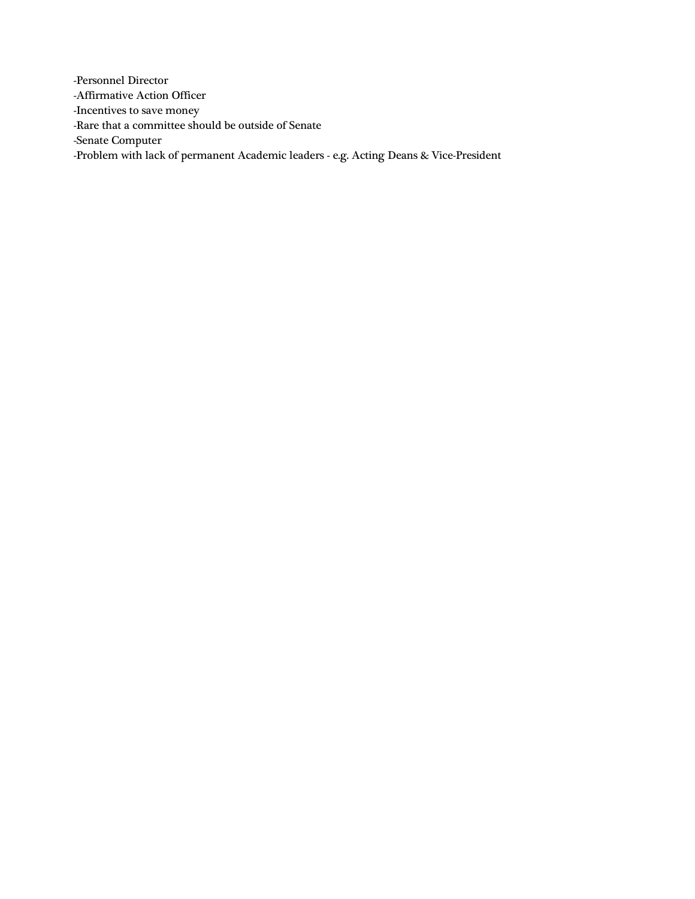-Personnel Director
-Affirmative Action Officer
-Incentives to save money
-Rare that a committee should be outside of Senate
-Senate Computer
-Problem with lack of permanent Academic leaders - e.g. Acting Deans & Vice-President